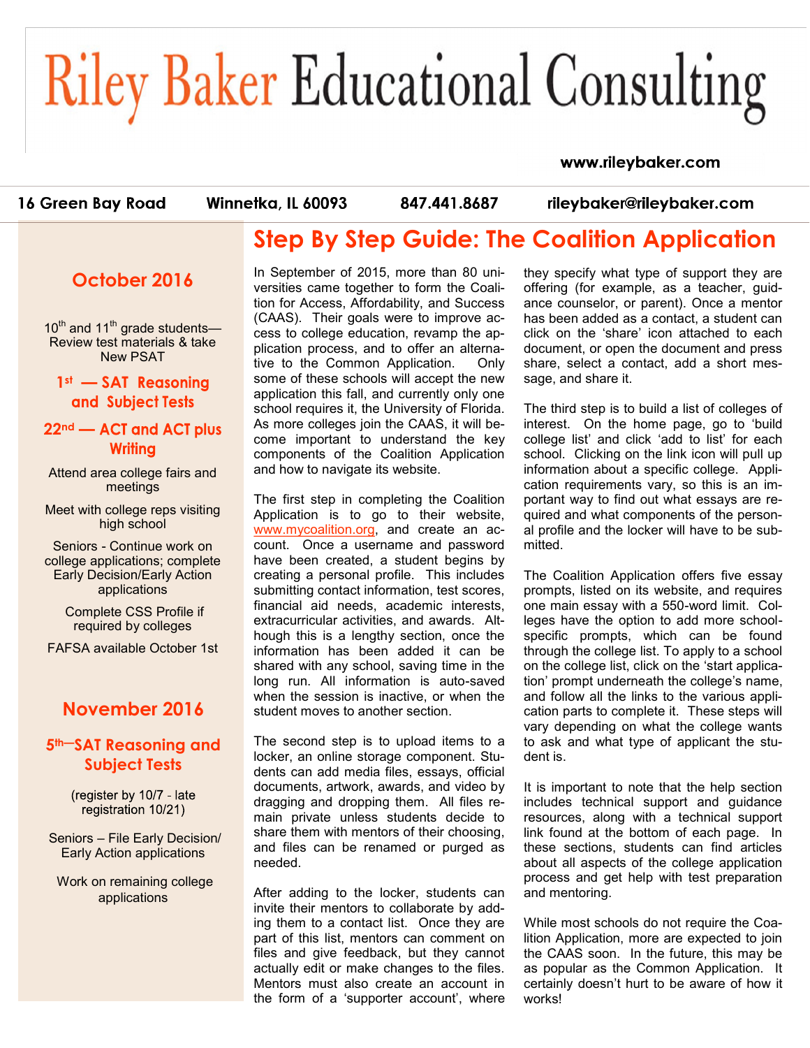# Riley Baker Educational Consulting

www.rileybaker.com

16 Green Bay Road | Winnetka, IL 60093 | 847.441.8687 | rileybaker@rileybaker.com

## October 2016

10th and 11th grade students—Review test materials & take New PSAT

**1st — SAT Reasoning and Subject Tests**

**22nd — ACT and ACT plus Writing**

Attend area college fairs and meetings

Meet with college reps visiting high school

Seniors - Continue work on college applications; complete Early Decision/Early Action applications

Complete CSS Profile if required by colleges

FAFSA available October 1st

## November 2016

**5th—SAT Reasoning and Subject Tests**

(register by 10/7 - late registration 10/21)

Seniors – File Early Decision/ Early Action applications

Work on remaining college applications

## Step By Step Guide: The Coalition Application

In September of 2015, more than 80 universities came together to form the Coalition for Access, Affordability, and Success (CAAS). Their goals were to improve access to college education, revamp the application process, and to offer an alternative to the Common Application. Only some of these schools will accept the new application this fall, and currently only one school requires it, the University of Florida. As more colleges join the CAAS, it will become important to understand the key components of the Coalition Application and how to navigate its website.

The first step in completing the Coalition Application is to go to their website, www.mycoalition.org, and create an account. Once a username and password have been created, a student begins by creating a personal profile. This includes submitting contact information, test scores, financial aid needs, academic interests, extracurricular activities, and awards. Although this is a lengthy section, once the information has been added it can be shared with any school, saving time in the long run. All information is auto-saved when the session is inactive, or when the student moves to another section.

The second step is to upload items to a locker, an online storage component. Students can add media files, essays, official documents, artwork, awards, and video by dragging and dropping them. All files remain private unless students decide to share them with mentors of their choosing, and files can be renamed or purged as needed.

After adding to the locker, students can invite their mentors to collaborate by adding them to a contact list. Once they are part of this list, mentors can comment on files and give feedback, but they cannot actually edit or make changes to the files. Mentors must also create an account in the form of a 'supporter account', where they specify what type of support they are offering (for example, as a teacher, guidance counselor, or parent). Once a mentor has been added as a contact, a student can click on the 'share' icon attached to each document, or open the document and press share, select a contact, add a short message, and share it.

The third step is to build a list of colleges of interest. On the home page, go to 'build college list' and click 'add to list' for each school. Clicking on the link icon will pull up information about a specific college. Application requirements vary, so this is an important way to find out what essays are required and what components of the personal profile and the locker will have to be submitted.

The Coalition Application offers five essay prompts, listed on its website, and requires one main essay with a 550-word limit. Colleges have the option to add more school-specific prompts, which can be found through the college list. To apply to a school on the college list, click on the 'start application' prompt underneath the college's name, and follow all the links to the various application parts to complete it. These steps will vary depending on what the college wants to ask and what type of applicant the student is.

It is important to note that the help section includes technical support and guidance resources, along with a technical support link found at the bottom of each page. In these sections, students can find articles about all aspects of the college application process and get help with test preparation and mentoring.

While most schools do not require the Coalition Application, more are expected to join the CAAS soon. In the future, this may be as popular as the Common Application. It certainly doesn't hurt to be aware of how it works!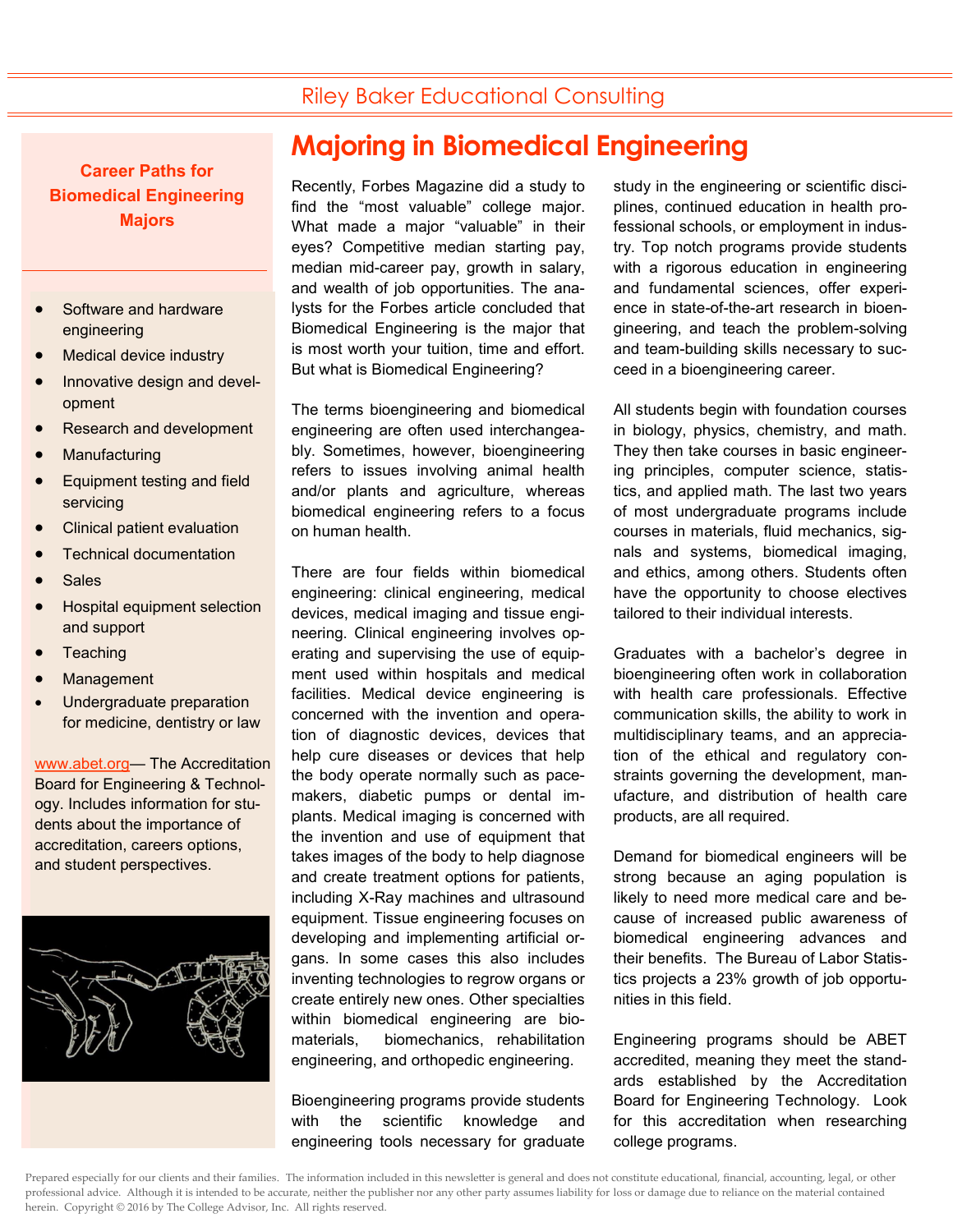# Majoring in Biomedical Engineering

Recently, Forbes Magazine did a study to find the "most valuable" college major. What made a major "valuable" in their eyes? Competitive median starting pay, median mid-career pay, growth in salary, and wealth of job opportunities. The analysts for the Forbes article concluded that Biomedical Engineering is the major that is most worth your tuition, time and effort. But what is Biomedical Engineering?

The terms bioengineering and biomedical engineering are often used interchangeably. Sometimes, however, bioengineering refers to issues involving animal health and/or plants and agriculture, whereas biomedical engineering refers to a focus on human health.

There are four fields within biomedical engineering: clinical engineering, medical devices, medical imaging and tissue engineering. Clinical engineering involves operating and supervising the use of equipment used within hospitals and medical facilities. Medical device engineering is concerned with the invention and operation of diagnostic devices, devices that help cure diseases or devices that help the body operate normally such as pacemakers, diabetic pumps or dental implants. Medical imaging is concerned with the invention and use of equipment that takes images of the body to help diagnose and create treatment options for patients, including X-Ray machines and ultrasound equipment. Tissue engineering focuses on developing and implementing artificial organs. In some cases this also includes inventing technologies to regrow organs or create entirely new ones. Other specialties within biomedical engineering are biomaterials, biomechanics, rehabilitation engineering, and orthopedic engineering.

Bioengineering programs provide students with the scientific knowledge and engineering tools necessary for graduate study in the engineering or scientific disciplines, continued education in health professional schools, or employment in industry. Top notch programs provide students with a rigorous education in engineering and fundamental sciences, offer experience in state-of-the-art research in bioengineering, and teach the problem-solving and team-building skills necessary to succeed in a bioengineering career.

All students begin with foundation courses in biology, physics, chemistry, and math. They then take courses in basic engineering principles, computer science, statistics, and applied math. The last two years of most undergraduate programs include courses in materials, fluid mechanics, signals and systems, biomedical imaging, and ethics, among others. Students often have the opportunity to choose electives tailored to their individual interests.

Graduates with a bachelor's degree in bioengineering often work in collaboration with health care professionals. Effective communication skills, the ability to work in multidisciplinary teams, and an appreciation of the ethical and regulatory constraints governing the development, manufacture, and distribution of health care products, are all required.

Demand for biomedical engineers will be strong because an aging population is likely to need more medical care and because of increased public awareness of biomedical engineering advances and their benefits. The Bureau of Labor Statistics projects a 23% growth of job opportunities in this field.

Engineering programs should be ABET accredited, meaning they meet the standards established by the Accreditation Board for Engineering Technology. Look for this accreditation when researching college programs.

## Career Paths for Biomedical Engineering Majors

- Software and hardware engineering
- Medical device industry
- Innovative design and development
- Research and development
- Manufacturing
- Equipment testing and field servicing
- Clinical patient evaluation
- Technical documentation
- Sales
- Hospital equipment selection and support
- Teaching
- Management
- Undergraduate preparation for medicine, dentistry or law

www.abet.org— The Accreditation Board for Engineering & Technology. Includes information for students about the importance of accreditation, careers options, and student perspectives.

Prepared especially for our clients and their families. The information included in this newsletter is general and does not constitute educational, financial, accounting, legal, or other professional advice. Although it is intended to be accurate, neither the publisher nor any other party assumes liability for loss or damage due to reliance on the material contained herein. Copyright © 2016 by The College Advisor, Inc. All rights reserved.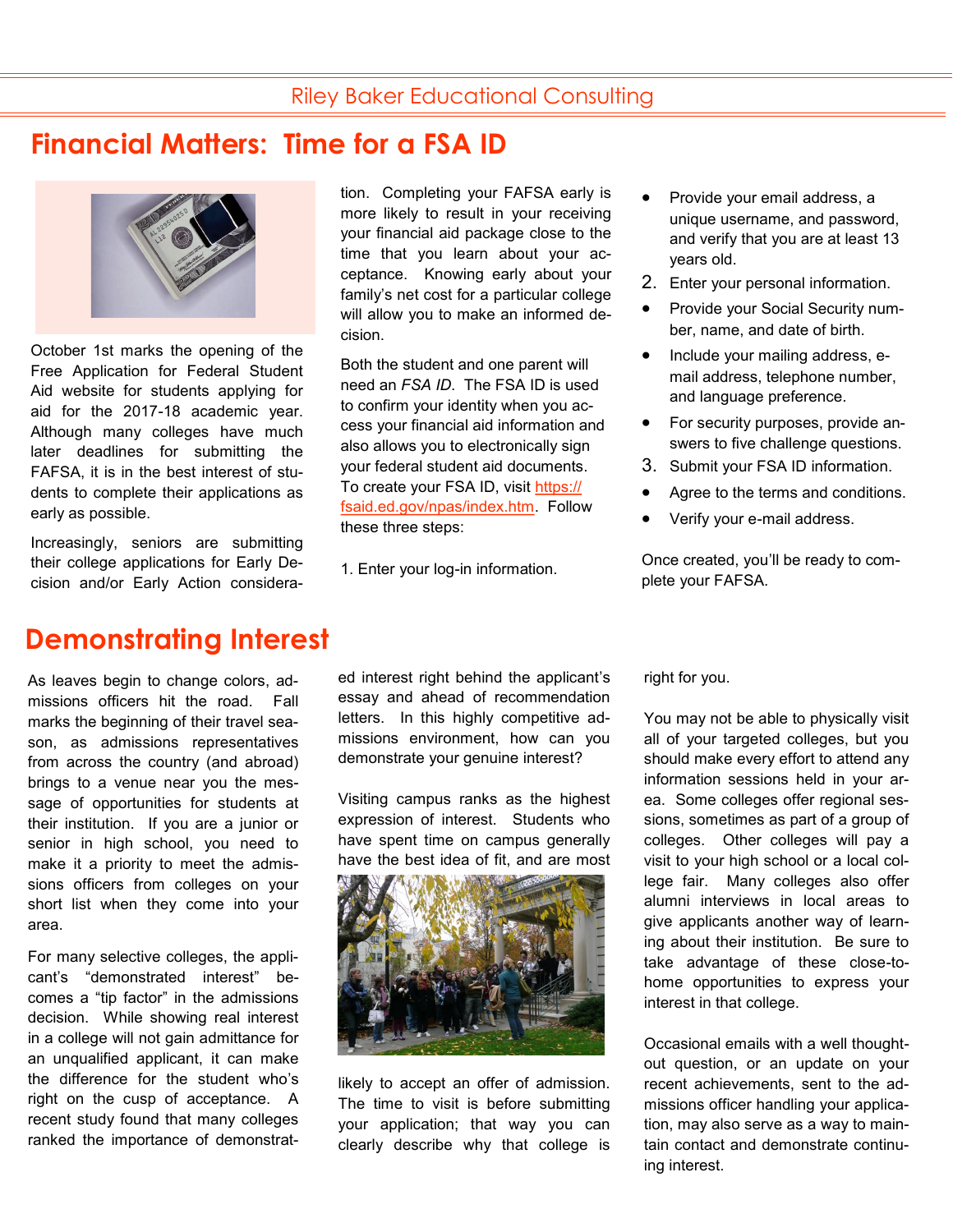## Financial Matters: Time for a FSA ID

October 1st marks the opening of the Free Application for Federal Student Aid website for students applying for aid for the 2017-18 academic year. Although many colleges have much later deadlines for submitting the FAFSA, it is in the best interest of students to complete their applications as early as possible.

Increasingly, seniors are submitting their college applications for Early Decision and/or Early Action consideration. Completing your FAFSA early is more likely to result in your receiving your financial aid package close to the time that you learn about your acceptance. Knowing early about your family's net cost for a particular college will allow you to make an informed decision.

Both the student and one parent will need an *FSA ID*. The FSA ID is used to confirm your identity when you access your financial aid information and also allows you to electronically sign your federal student aid documents. To create your FSA ID, visit https://fsaid.ed.gov/npas/index.htm. Follow these three steps:

1. Enter your log-in information.
   - Provide your email address, a unique username, and password, and verify that you are at least 13 years old.
2. Enter your personal information.
   - Provide your Social Security number, name, and date of birth.
   - Include your mailing address, e-mail address, telephone number, and language preference.
   - For security purposes, provide answers to five challenge questions.
3. Submit your FSA ID information.
   - Agree to the terms and conditions.
   - Verify your e-mail address.

Once created, you'll be ready to complete your FAFSA.

## Demonstrating Interest

As leaves begin to change colors, admissions officers hit the road. Fall marks the beginning of their travel season, as admissions representatives from across the country (and abroad) brings to a venue near you the message of opportunities for students at their institution. If you are a junior or senior in high school, you need to make it a priority to meet the admissions officers from colleges on your short list when they come into your area.

For many selective colleges, the applicant's "demonstrated interest" becomes a "tip factor" in the admissions decision. While showing real interest in a college will not gain admittance for an unqualified applicant, it can make the difference for the student who's right on the cusp of acceptance. A recent study found that many colleges ranked the importance of demonstrated interest right behind the applicant's essay and ahead of recommendation letters. In this highly competitive admissions environment, how can you demonstrate your genuine interest?

Visiting campus ranks as the highest expression of interest. Students who have spent time on campus generally have the best idea of fit, and are most likely to accept an offer of admission. The time to visit is before submitting your application; that way you can clearly describe why that college is right for you.

You may not be able to physically visit all of your targeted colleges, but you should make every effort to attend any information sessions held in your area. Some colleges offer regional sessions, sometimes as part of a group of colleges. Other colleges will pay a visit to your high school or a local college fair. Many colleges also offer alumni interviews in local areas to give applicants another way of learning about their institution. Be sure to take advantage of these close-to-home opportunities to express your interest in that college.

Occasional emails with a well thought-out question, or an update on your recent achievements, sent to the admissions officer handling your application, may also serve as a way to maintain contact and demonstrate continuing interest.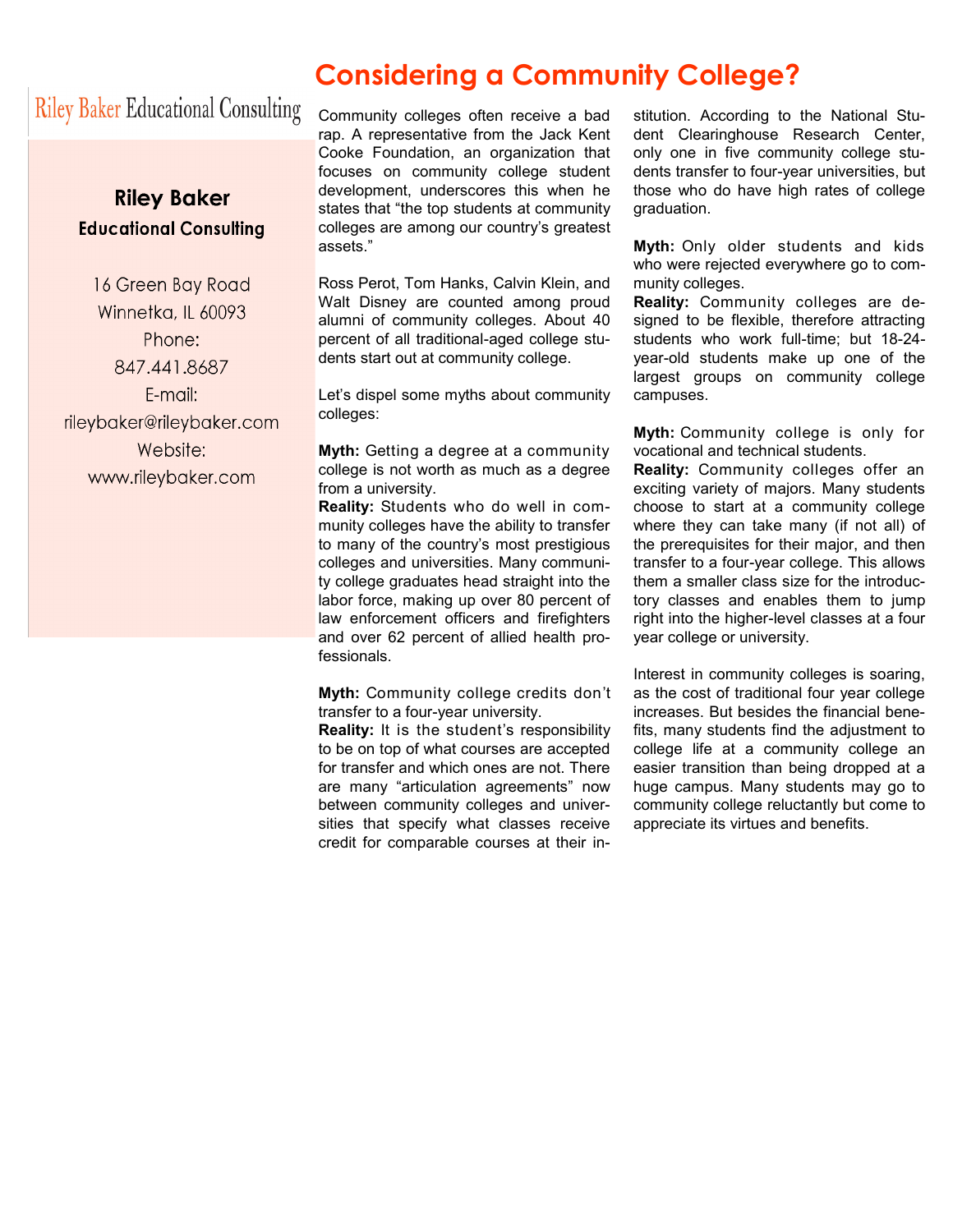Riley Baker Educational Consulting

**Riley Baker**
**Educational Consulting**

16 Green Bay Road
Winnetka, IL 60093
Phone:
847.441.8687
E-mail:
rileybaker@rileybaker.com
Website:
www.rileybaker.com

# Considering a Community College?

Community colleges often receive a bad rap. A representative from the Jack Kent Cooke Foundation, an organization that focuses on community college student development, underscores this when he states that "the top students at community colleges are among our country's greatest assets."

Ross Perot, Tom Hanks, Calvin Klein, and Walt Disney are counted among proud alumni of community colleges. About 40 percent of all traditional-aged college students start out at community college.

Let's dispel some myths about community colleges:

**Myth:** Getting a degree at a community college is not worth as much as a degree from a university.
**Reality:** Students who do well in community colleges have the ability to transfer to many of the country's most prestigious colleges and universities. Many community college graduates head straight into the labor force, making up over 80 percent of law enforcement officers and firefighters and over 62 percent of allied health professionals.

**Myth:** Community college credits don't transfer to a four-year university.
**Reality:** It is the student's responsibility to be on top of what courses are accepted for transfer and which ones are not. There are many "articulation agreements" now between community colleges and universities that specify what classes receive credit for comparable courses at their institution. According to the National Student Clearinghouse Research Center, only one in five community college students transfer to four-year universities, but those who do have high rates of college graduation.

**Myth:** Only older students and kids who were rejected everywhere go to community colleges.
**Reality:** Community colleges are designed to be flexible, therefore attracting students who work full-time; but 18-24-year-old students make up one of the largest groups on community college campuses.

**Myth:** Community college is only for vocational and technical students.
**Reality:** Community colleges offer an exciting variety of majors. Many students choose to start at a community college where they can take many (if not all) of the prerequisites for their major, and then transfer to a four-year college. This allows them a smaller class size for the introductory classes and enables them to jump right into the higher-level classes at a four year college or university.

Interest in community colleges is soaring, as the cost of traditional four year college increases. But besides the financial benefits, many students find the adjustment to college life at a community college an easier transition than being dropped at a huge campus. Many students may go to community college reluctantly but come to appreciate its virtues and benefits.